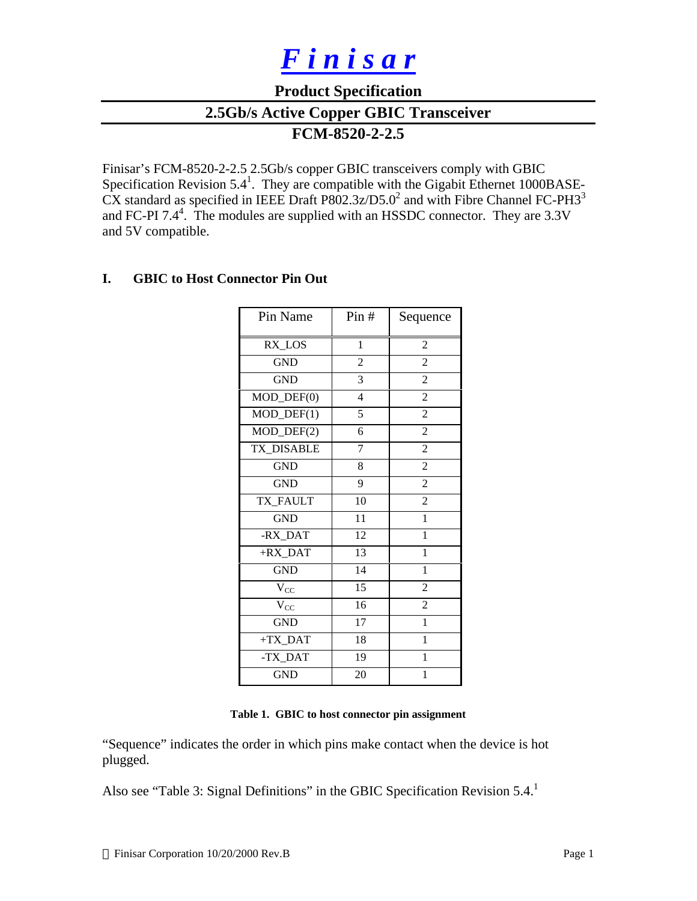# *Finisar*

## Product Specification

## 2.5Gb/s Active Copper GBIC Transceiver

## FCM-8520-2-2.5

Finisar's FCM-8520-2-2.5 2.5Gb/s copper GBIC transceivers comply with GBIC Specification Revision 5.4[1]. They are compatible with the Gigabit Ethernet 1000BASE-CX standard as specified in IEEE Draft P802.3z/D5.0[2] and with Fibre Channel FC-PH3[3] and FC-PI 7.4[4]. The modules are supplied with an HSSDC connector. They are 3.3V and 5V compatible.

### I. GBIC to Host Connector Pin Out

| Pin Name | Pin # | Sequence |
|---|---|---|
| RX_LOS | 1 | 2 |
| GND | 2 | 2 |
| GND | 3 | 2 |
| MOD_DEF(0) | 4 | 2 |
| MOD_DEF(1) | 5 | 2 |
| MOD_DEF(2) | 6 | 2 |
| TX_DISABLE | 7 | 2 |
| GND | 8 | 2 |
| GND | 9 | 2 |
| TX_FAULT | 10 | 2 |
| GND | 11 | 1 |
| -RX_DAT | 12 | 1 |
| +RX_DAT | 13 | 1 |
| GND | 14 | 1 |
| $V_{CC}$ | 15 | 2 |
| $V_{CC}$ | 16 | 2 |
| GND | 17 | 1 |
| +TX_DAT | 18 | 1 |
| -TX_DAT | 19 | 1 |
| GND | 20 | 1 |

**Table 1. GBIC to host connector pin assignment**

"Sequence" indicates the order in which pins make contact when the device is hot plugged.

Also see "Table 3: Signal Definitions" in the GBIC Specification Revision 5.4.[1]

© Finisar Corporation 10/20/2000 Rev.B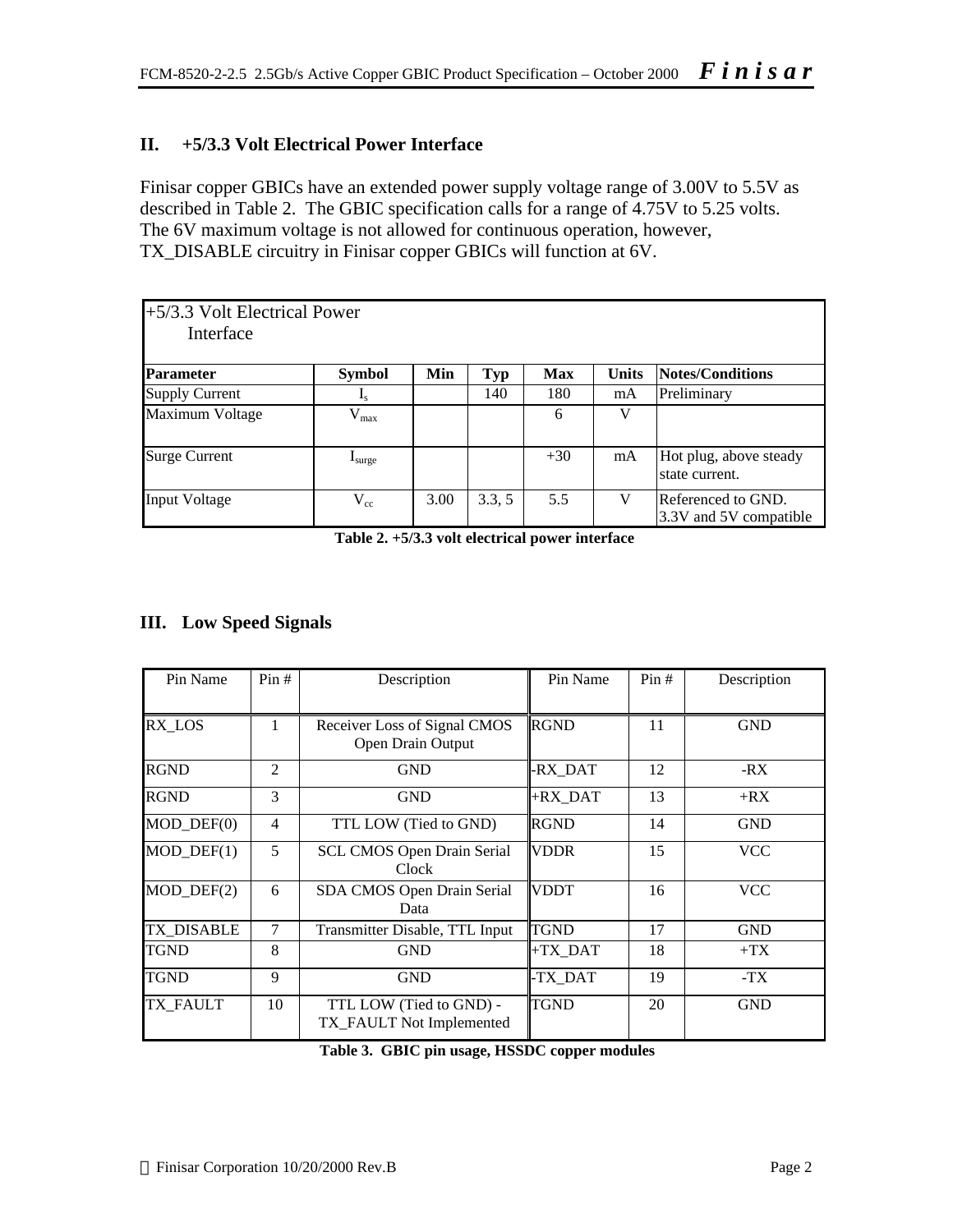## II. +5/3.3 Volt Electrical Power Interface

Finisar copper GBICs have an extended power supply voltage range of 3.00V to 5.5V as described in Table 2. The GBIC specification calls for a range of 4.75V to 5.25 volts. The 6V maximum voltage is not allowed for continuous operation, however, TX_DISABLE circuitry in Finisar copper GBICs will function at 6V.

| +5/3.3 Volt Electrical Power Interface | | | | | | |
|---|---|---|---|---|---|---|
| **Parameter** | **Symbol** | **Min** | **Typ** | **Max** | **Units** | **Notes/Conditions** |
| Supply Current | $I_s$ | | 140 | 180 | mA | Preliminary |
| Maximum Voltage | $V_{max}$ | | | 6 | V | |
| Surge Current | $I_{surge}$ | | | +30 | mA | Hot plug, above steady state current. |
| Input Voltage | $V_{cc}$ | 3.00 | 3.3, 5 | 5.5 | V | Referenced to GND. 3.3V and 5V compatible |

**Table 2. +5/3.3 volt electrical power interface**

## III. Low Speed Signals

| Pin Name | Pin # | Description | Pin Name | Pin # | Description |
|---|---|---|---|---|---|
| RX_LOS | 1 | Receiver Loss of Signal CMOS Open Drain Output | RGND | 11 | GND |
| RGND | 2 | GND | -RX_DAT | 12 | -RX |
| RGND | 3 | GND | +RX_DAT | 13 | +RX |
| MOD_DEF(0) | 4 | TTL LOW (Tied to GND) | RGND | 14 | GND |
| MOD_DEF(1) | 5 | SCL CMOS Open Drain Serial Clock | VDDR | 15 | VCC |
| MOD_DEF(2) | 6 | SDA CMOS Open Drain Serial Data | VDDT | 16 | VCC |
| TX_DISABLE | 7 | Transmitter Disable, TTL Input | TGND | 17 | GND |
| TGND | 8 | GND | +TX_DAT | 18 | +TX |
| TGND | 9 | GND | -TX_DAT | 19 | -TX |
| TX_FAULT | 10 | TTL LOW (Tied to GND) - TX_FAULT Not Implemented | TGND | 20 | GND |

**Table 3. GBIC pin usage, HSSDC copper modules**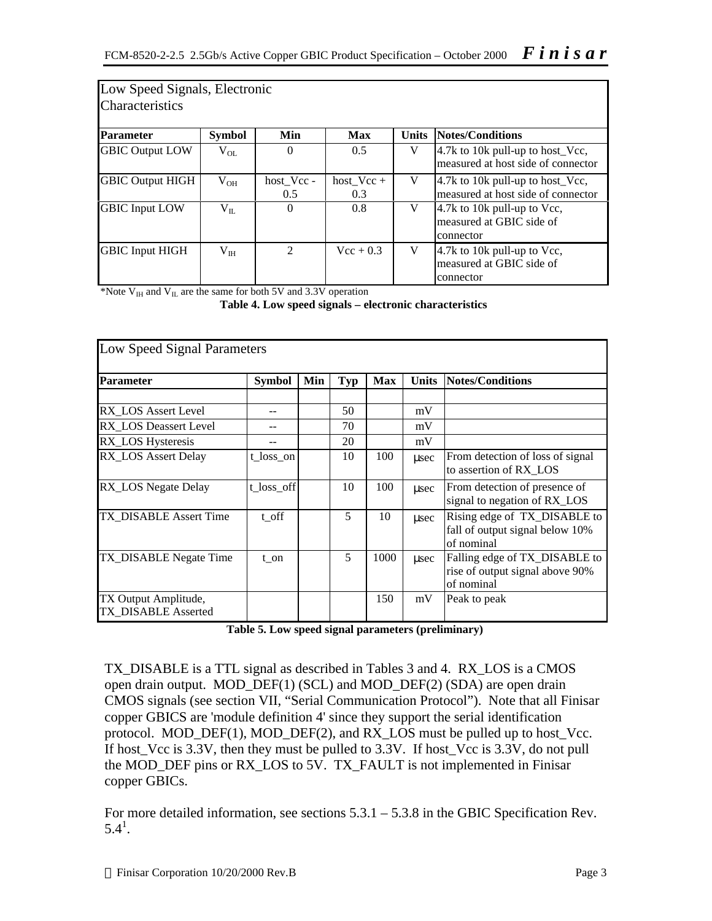| Low Speed Signals, Electronic Characteristics | | | | | |
|---|---|---|---|---|---|
| **Parameter** | **Symbol** | **Min** | **Max** | **Units** | **Notes/Conditions** |
| GBIC Output LOW | $V_{OL}$ | 0 | 0.5 | V | 4.7k to 10k pull-up to host_Vcc, measured at host side of connector |
| GBIC Output HIGH | $V_{OH}$ | host_Vcc - 0.5 | host_Vcc + 0.3 | V | 4.7k to 10k pull-up to host_Vcc, measured at host side of connector |
| GBIC Input LOW | $V_{IL}$ | 0 | 0.8 | V | 4.7k to 10k pull-up to Vcc, measured at GBIC side of connector |
| GBIC Input HIGH | $V_{IH}$ | 2 | Vcc + 0.3 | V | 4.7k to 10k pull-up to Vcc, measured at GBIC side of connector |

*Note $V_{IH}$ and $V_{IL}$ are the same for both 5V and 3.3V operation

**Table 4. Low speed signals – electronic characteristics**

| Low Speed Signal Parameters | | | | | | |
|---|---|---|---|---|---|---|
| **Parameter** | **Symbol** | **Min** | **Typ** | **Max** | **Units** | **Notes/Conditions** |
| | | | | | | |
| RX_LOS Assert Level | -- | | 50 | | mV | |
| RX_LOS Deassert Level | -- | | 70 | | mV | |
| RX_LOS Hysteresis | -- | | 20 | | mV | |
| RX_LOS Assert Delay | t_loss_on | | 10 | 100 | µsec | From detection of loss of signal to assertion of RX_LOS |
| RX_LOS Negate Delay | t_loss_off | | 10 | 100 | µsec | From detection of presence of signal to negation of RX_LOS |
| TX_DISABLE Assert Time | t_off | | 5 | 10 | µsec | Rising edge of TX_DISABLE to fall of output signal below 10% of nominal |
| TX_DISABLE Negate Time | t_on | | 5 | 1000 | µsec | Falling edge of TX_DISABLE to rise of output signal above 90% of nominal |
| TX Output Amplitude, TX_DISABLE Asserted | | | | 150 | mV | Peak to peak |

**Table 5. Low speed signal parameters (preliminary)**

TX_DISABLE is a TTL signal as described in Tables 3 and 4. RX_LOS is a CMOS open drain output. MOD_DEF(1) (SCL) and MOD_DEF(2) (SDA) are open drain CMOS signals (see section VII, "Serial Communication Protocol"). Note that all Finisar copper GBICS are 'module definition 4' since they support the serial identification protocol. MOD_DEF(1), MOD_DEF(2), and RX_LOS must be pulled up to host_Vcc. If host_Vcc is 3.3V, then they must be pulled to 3.3V. If host_Vcc is 3.3V, do not pull the MOD_DEF pins or RX_LOS to 5V. TX_FAULT is not implemented in Finisar copper GBICs.

For more detailed information, see sections 5.3.1 – 5.3.8 in the GBIC Specification Rev. 5.4[1].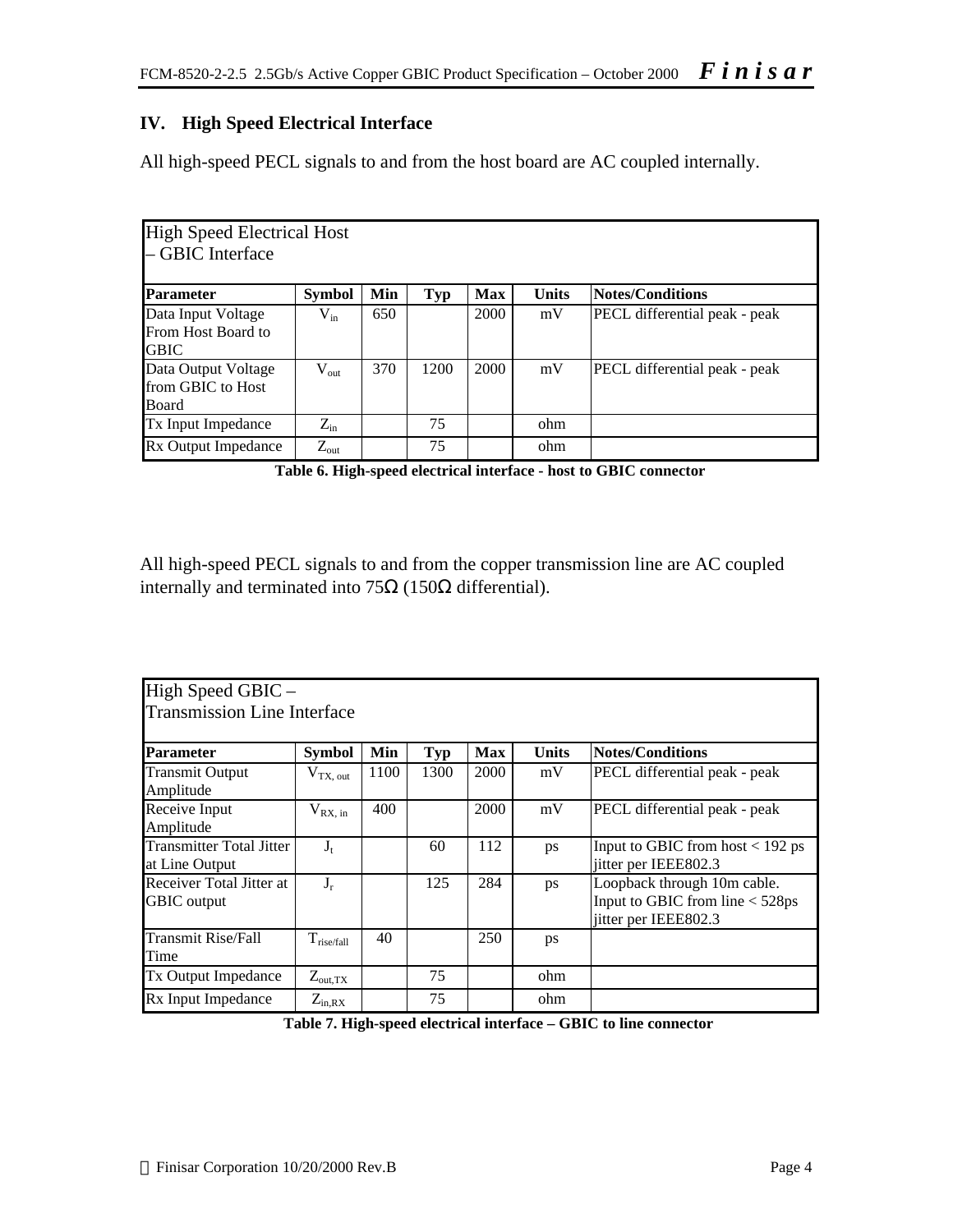## IV. High Speed Electrical Interface

All high-speed PECL signals to and from the host board are AC coupled internally.

| High Speed Electrical Host – GBIC Interface | | | | | | |
|---|---|---|---|---|---|---|
| **Parameter** | **Symbol** | **Min** | **Typ** | **Max** | **Units** | **Notes/Conditions** |
| Data Input Voltage From Host Board to GBIC | $V_{in}$ | 650 | | 2000 | mV | PECL differential peak - peak |
| Data Output Voltage from GBIC to Host Board | $V_{out}$ | 370 | 1200 | 2000 | mV | PECL differential peak - peak |
| Tx Input Impedance | $Z_{in}$ | | 75 | | ohm | |
| Rx Output Impedance | $Z_{out}$ | | 75 | | ohm | |

**Table 6. High-speed electrical interface - host to GBIC connector**

All high-speed PECL signals to and from the copper transmission line are AC coupled internally and terminated into 75Ω (150Ω differential).

| High Speed GBIC – Transmission Line Interface | | | | | | |
|---|---|---|---|---|---|---|
| **Parameter** | **Symbol** | **Min** | **Typ** | **Max** | **Units** | **Notes/Conditions** |
| Transmit Output Amplitude | $V_{TX,\ out}$ | 1100 | 1300 | 2000 | mV | PECL differential peak - peak |
| Receive Input Amplitude | $V_{RX,\ in}$ | 400 | | 2000 | mV | PECL differential peak - peak |
| Transmitter Total Jitter at Line Output | $J_t$ | | 60 | 112 | ps | Input to GBIC from host < 192 ps jitter per IEEE802.3 |
| Receiver Total Jitter at GBIC output | $J_r$ | | 125 | 284 | ps | Loopback through 10m cable. Input to GBIC from line < 528ps jitter per IEEE802.3 |
| Transmit Rise/Fall Time | $T_{rise/fall}$ | 40 | | 250 | ps | |
| Tx Output Impedance | $Z_{out,TX}$ | | 75 | | ohm | |
| Rx Input Impedance | $Z_{in,RX}$ | | 75 | | ohm | |

**Table 7. High-speed electrical interface – GBIC to line connector**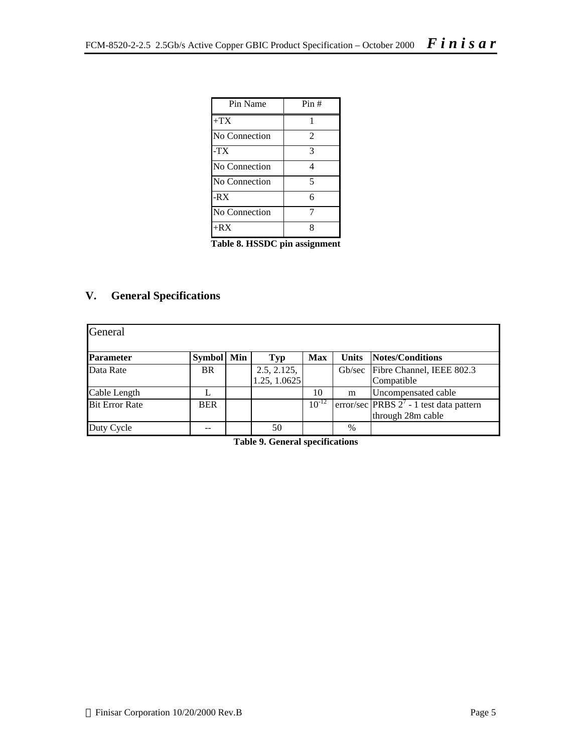| Pin Name | Pin # |
|---|---|
| +TX | 1 |
| No Connection | 2 |
| -TX | 3 |
| No Connection | 4 |
| No Connection | 5 |
| -RX | 6 |
| No Connection | 7 |
| +RX | 8 |

**Table 8. HSSDC pin assignment**

## V. General Specifications

| General | | | | | | |
|---|---|---|---|---|---|---|
| **Parameter** | **Symbol** | **Min** | **Typ** | **Max** | **Units** | **Notes/Conditions** |
| Data Rate | BR | | 2.5, 2.125, 1.25, 1.0625 | | Gb/sec | Fibre Channel, IEEE 802.3 Compatible |
| Cable Length | L | | | 10 | m | Uncompensated cable |
| Bit Error Rate | BER | | | $10^{-12}$ | error/sec | PRBS $2^7$ - 1 test data pattern through 28m cable |
| Duty Cycle | -- | | 50 | | % | |

**Table 9. General specifications**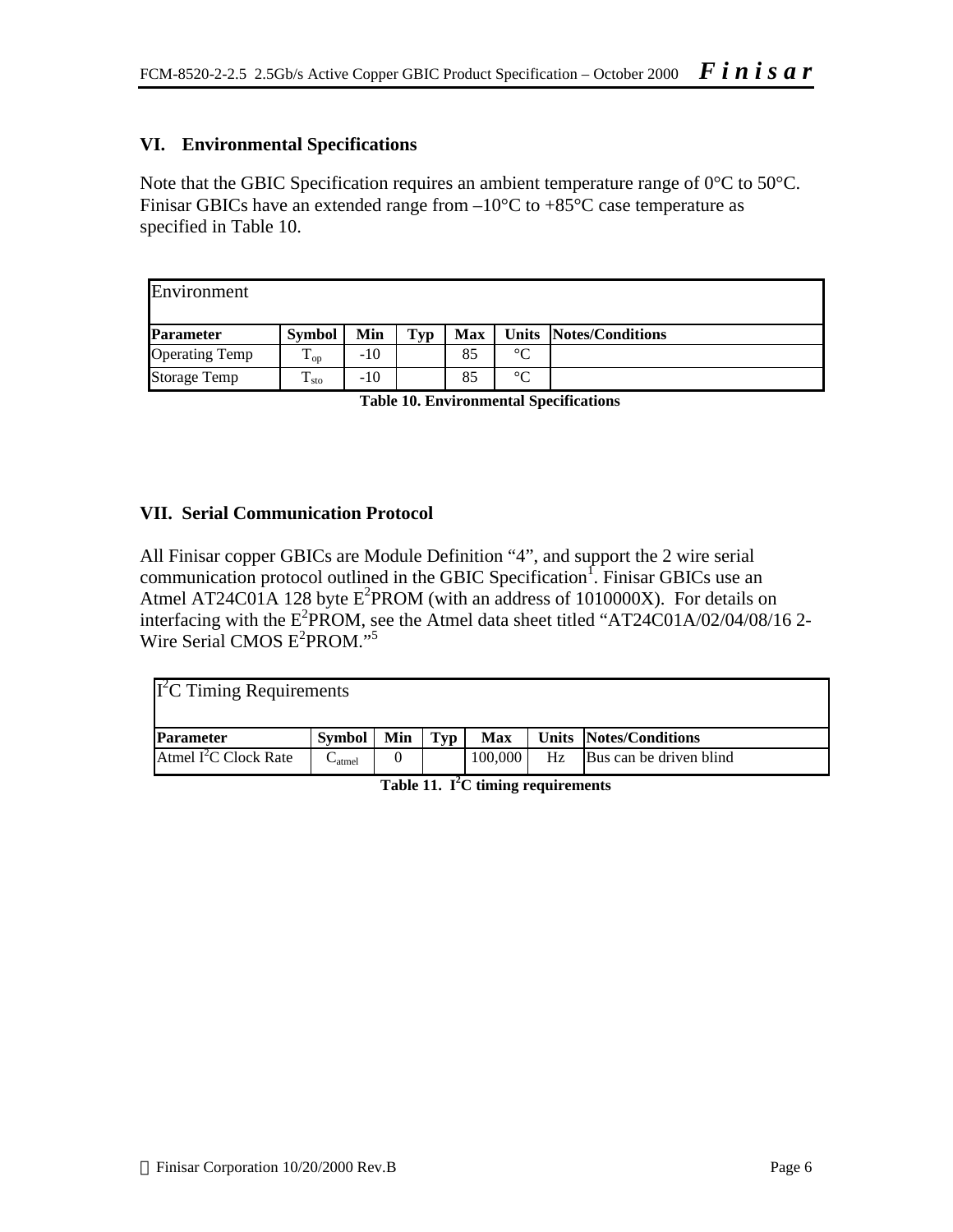## VI. Environmental Specifications

Note that the GBIC Specification requires an ambient temperature range of 0°C to 50°C. Finisar GBICs have an extended range from –10°C to +85°C case temperature as specified in Table 10.

| Environment | | | | | | |
|---|---|---|---|---|---|---|
| **Parameter** | **Symbol** | **Min** | **Typ** | **Max** | **Units** | **Notes/Conditions** |
| Operating Temp | $T_{op}$ | -10 | | 85 | °C | |
| Storage Temp | $T_{sto}$ | -10 | | 85 | °C | |

**Table 10. Environmental Specifications**

## VII. Serial Communication Protocol

All Finisar copper GBICs are Module Definition "4", and support the 2 wire serial communication protocol outlined in the GBIC Specification[1]. Finisar GBICs use an Atmel AT24C01A 128 byte $E^2$PROM (with an address of 1010000X). For details on interfacing with the $E^2$PROM, see the Atmel data sheet titled "AT24C01A/02/04/08/16 2-Wire Serial CMOS $E^2$PROM."[5]

| $I^2$C Timing Requirements | | | | | | |
|---|---|---|---|---|---|---|
| **Parameter** | **Symbol** | **Min** | **Typ** | **Max** | **Units** | **Notes/Conditions** |
| Atmel $I^2$C Clock Rate | $C_{atmel}$ | 0 | | 100,000 | Hz | Bus can be driven blind |

**Table 11. $I^2$C timing requirements**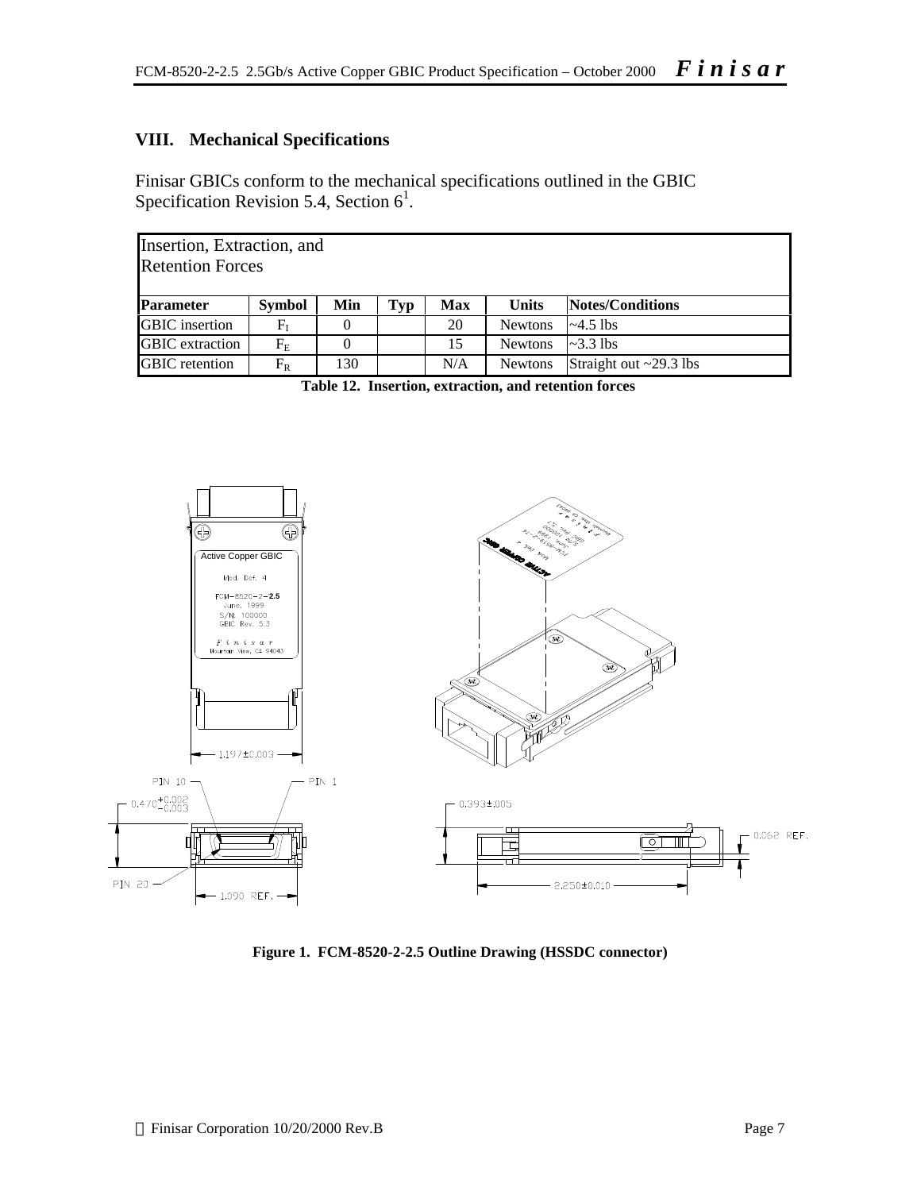## VIII. Mechanical Specifications

Finisar GBICs conform to the mechanical specifications outlined in the GBIC Specification Revision 5.4, Section 6[1].

| Insertion, Extraction, and Retention Forces | | | | | | |
|---|---|---|---|---|---|---|
| **Parameter** | **Symbol** | **Min** | **Typ** | **Max** | **Units** | **Notes/Conditions** |
| GBIC insertion | $F_I$ | 0 | | 20 | Newtons | ~4.5 lbs |
| GBIC extraction | $F_E$ | 0 | | 15 | Newtons | ~3.3 lbs |
| GBIC retention | $F_R$ | 130 | | N/A | Newtons | Straight out ~29.3 lbs |

**Table 12. Insertion, extraction, and retention forces**

**Figure 1. FCM-8520-2-2.5 Outline Drawing (HSSDC connector)**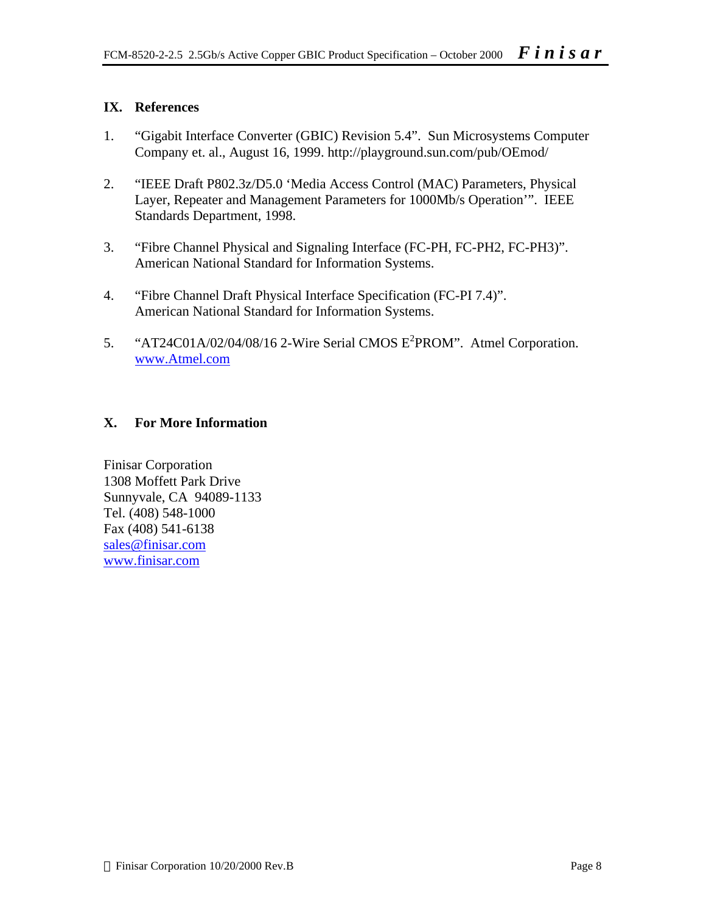## IX. References

1. "Gigabit Interface Converter (GBIC) Revision 5.4". Sun Microsystems Computer Company et. al., August 16, 1999. http://playground.sun.com/pub/OEmod/

2. "IEEE Draft P802.3z/D5.0 'Media Access Control (MAC) Parameters, Physical Layer, Repeater and Management Parameters for 1000Mb/s Operation'". IEEE Standards Department, 1998.

3. "Fibre Channel Physical and Signaling Interface (FC-PH, FC-PH2, FC-PH3)". American National Standard for Information Systems.

4. "Fibre Channel Draft Physical Interface Specification (FC-PI 7.4)". American National Standard for Information Systems.

5. "AT24C01A/02/04/08/16 2-Wire Serial CMOS $E^2$PROM". Atmel Corporation. www.Atmel.com

## X. For More Information

Finisar Corporation
1308 Moffett Park Drive
Sunnyvale, CA 94089-1133
Tel. (408) 548-1000
Fax (408) 541-6138
sales@finisar.com
www.finisar.com